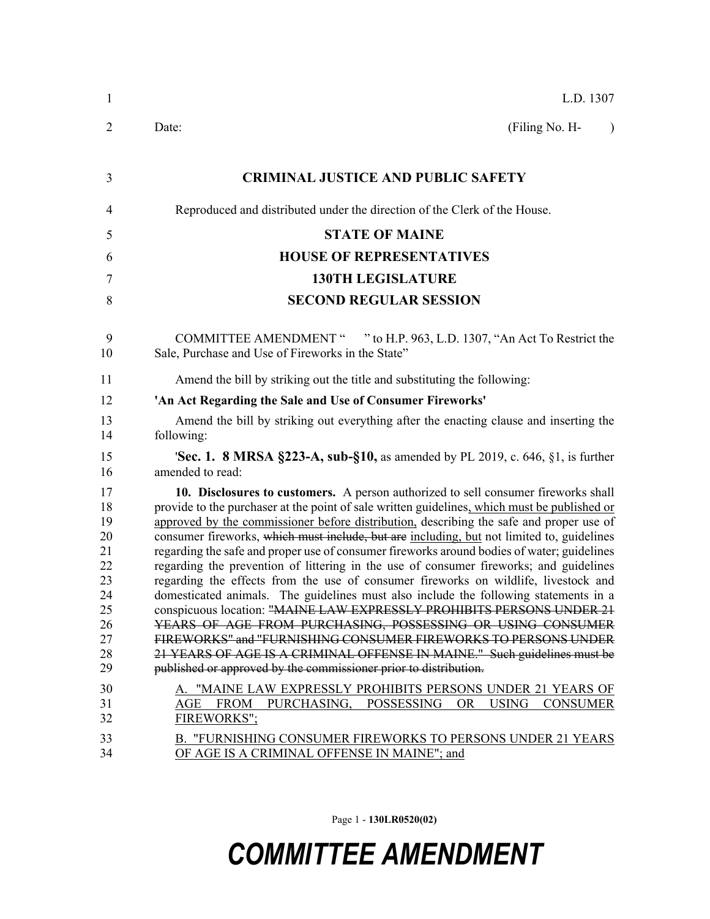L.D. 1307

Date: (Filing No. H- )

**CRIMINAL JUSTICE AND PUBLIC SAFETY**

Reproduced and distributed under the direction of the Clerk of the House.

**STATE OF MAINE**

**HOUSE OF REPRESENTATIVES**

**130TH LEGISLATURE**

**SECOND REGULAR SESSION**

COMMITTEE AMENDMENT " " to H.P. 963, L.D. 1307, "An Act To Restrict the Sale, Purchase and Use of Fireworks in the State"

Amend the bill by striking out the title and substituting the following:

**'An Act Regarding the Sale and Use of Consumer Fireworks'**

Amend the bill by striking out everything after the enacting clause and inserting the following:

'**Sec. 1. 8 MRSA §223-A, sub-§10,** as amended by PL 2019, c. 646, §1, is further amended to read:

**10. Disclosures to customers.** A person authorized to sell consumer fireworks shall provide to the purchaser at the point of sale written guidelines<u>, which must be published or approved by the commissioner before distribution,</u> describing the safe and proper use of consumer fireworks, ~~which must include, but are~~ <u>including, but</u> not limited to, guidelines regarding the safe and proper use of consumer fireworks around bodies of water; guidelines regarding the prevention of littering in the use of consumer fireworks; and guidelines regarding the effects from the use of consumer fireworks on wildlife, livestock and domesticated animals. The guidelines must also include the following statements in a conspicuous location: ~~"MAINE LAW EXPRESSLY PROHIBITS PERSONS UNDER 21 YEARS OF AGE FROM PURCHASING, POSSESSING OR USING CONSUMER FIREWORKS" and "FURNISHING CONSUMER FIREWORKS TO PERSONS UNDER 21 YEARS OF AGE IS A CRIMINAL OFFENSE IN MAINE." Such guidelines must be published or approved by the commissioner prior to distribution.~~

<u>A. "MAINE LAW EXPRESSLY PROHIBITS PERSONS UNDER 21 YEARS OF AGE FROM PURCHASING, POSSESSING OR USING CONSUMER FIREWORKS";</u>

<u>B. "FURNISHING CONSUMER FIREWORKS TO PERSONS UNDER 21 YEARS OF AGE IS A CRIMINAL OFFENSE IN MAINE"; and</u>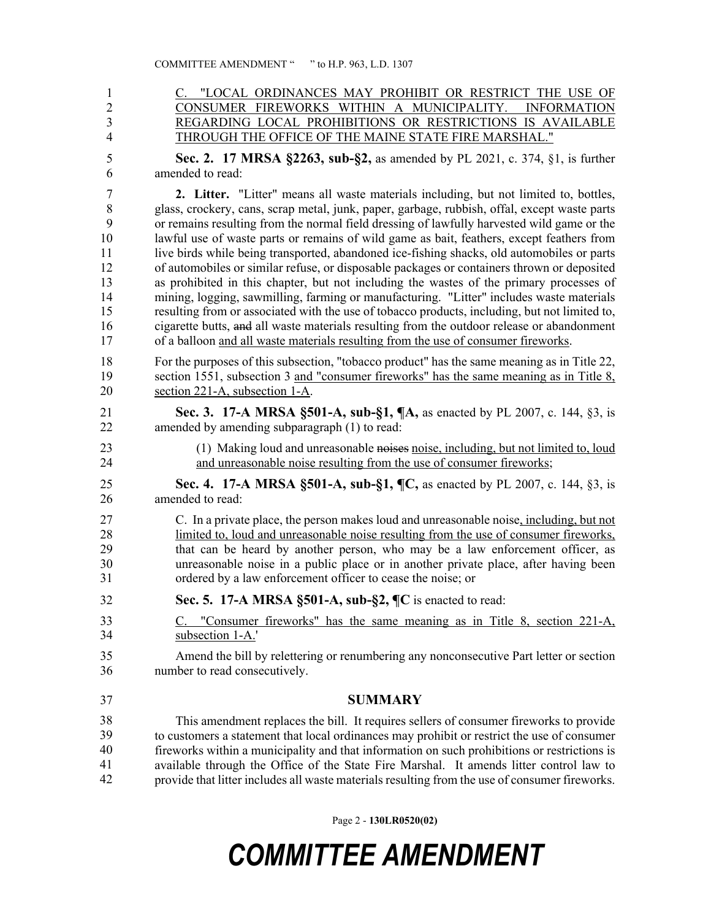C. "LOCAL ORDINANCES MAY PROHIBIT OR RESTRICT THE USE OF CONSUMER FIREWORKS WITHIN A MUNICIPALITY. INFORMATION REGARDING LOCAL PROHIBITIONS OR RESTRICTIONS IS AVAILABLE THROUGH THE OFFICE OF THE MAINE STATE FIRE MARSHAL."

**Sec. 2. 17 MRSA §2263, sub-§2,** as amended by PL 2021, c. 374, §1, is further amended to read:

**2. Litter.** "Litter" means all waste materials including, but not limited to, bottles, glass, crockery, cans, scrap metal, junk, paper, garbage, rubbish, offal, except waste parts or remains resulting from the normal field dressing of lawfully harvested wild game or the lawful use of waste parts or remains of wild game as bait, feathers, except feathers from live birds while being transported, abandoned ice-fishing shacks, old automobiles or parts of automobiles or similar refuse, or disposable packages or containers thrown or deposited as prohibited in this chapter, but not including the wastes of the primary processes of mining, logging, sawmilling, farming or manufacturing. "Litter" includes waste materials resulting from or associated with the use of tobacco products, including, but not limited to, cigarette butts, ~~and~~ all waste materials resulting from the outdoor release or abandonment of a balloon and all waste materials resulting from the use of consumer fireworks.

For the purposes of this subsection, "tobacco product" has the same meaning as in Title 22, section 1551, subsection 3 and "consumer fireworks" has the same meaning as in Title 8, section 221-A, subsection 1-A.

**Sec. 3. 17-A MRSA §501-A, sub-§1, ¶A,** as enacted by PL 2007, c. 144, §3, is amended by amending subparagraph (1) to read:

(1) Making loud and unreasonable ~~noises~~ noise, including, but not limited to, loud and unreasonable noise resulting from the use of consumer fireworks;

**Sec. 4. 17-A MRSA §501-A, sub-§1, ¶C,** as enacted by PL 2007, c. 144, §3, is amended to read:

C. In a private place, the person makes loud and unreasonable noise, including, but not limited to, loud and unreasonable noise resulting from the use of consumer fireworks, that can be heard by another person, who may be a law enforcement officer, as unreasonable noise in a public place or in another private place, after having been ordered by a law enforcement officer to cease the noise; or

**Sec. 5. 17-A MRSA §501-A, sub-§2, ¶C** is enacted to read:

C. "Consumer fireworks" has the same meaning as in Title 8, section 221-A, subsection 1-A.'

Amend the bill by relettering or renumbering any nonconsecutive Part letter or section number to read consecutively.

## SUMMARY

This amendment replaces the bill. It requires sellers of consumer fireworks to provide to customers a statement that local ordinances may prohibit or restrict the use of consumer fireworks within a municipality and that information on such prohibitions or restrictions is available through the Office of the State Fire Marshal. It amends litter control law to provide that litter includes all waste materials resulting from the use of consumer fireworks.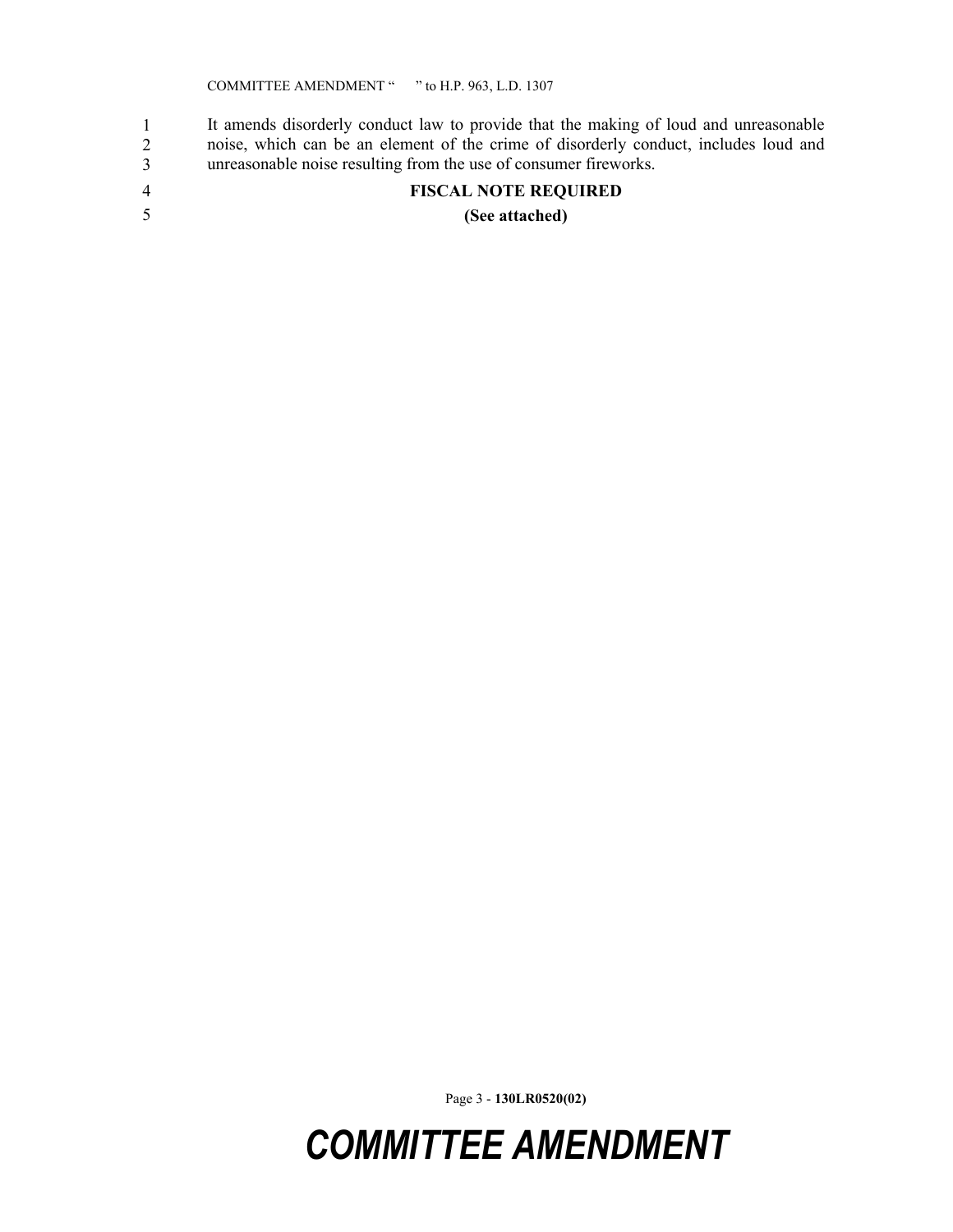It amends disorderly conduct law to provide that the making of loud and unreasonable noise, which can be an element of the crime of disorderly conduct, includes loud and unreasonable noise resulting from the use of consumer fireworks.

**FISCAL NOTE REQUIRED**

**(See attached)**